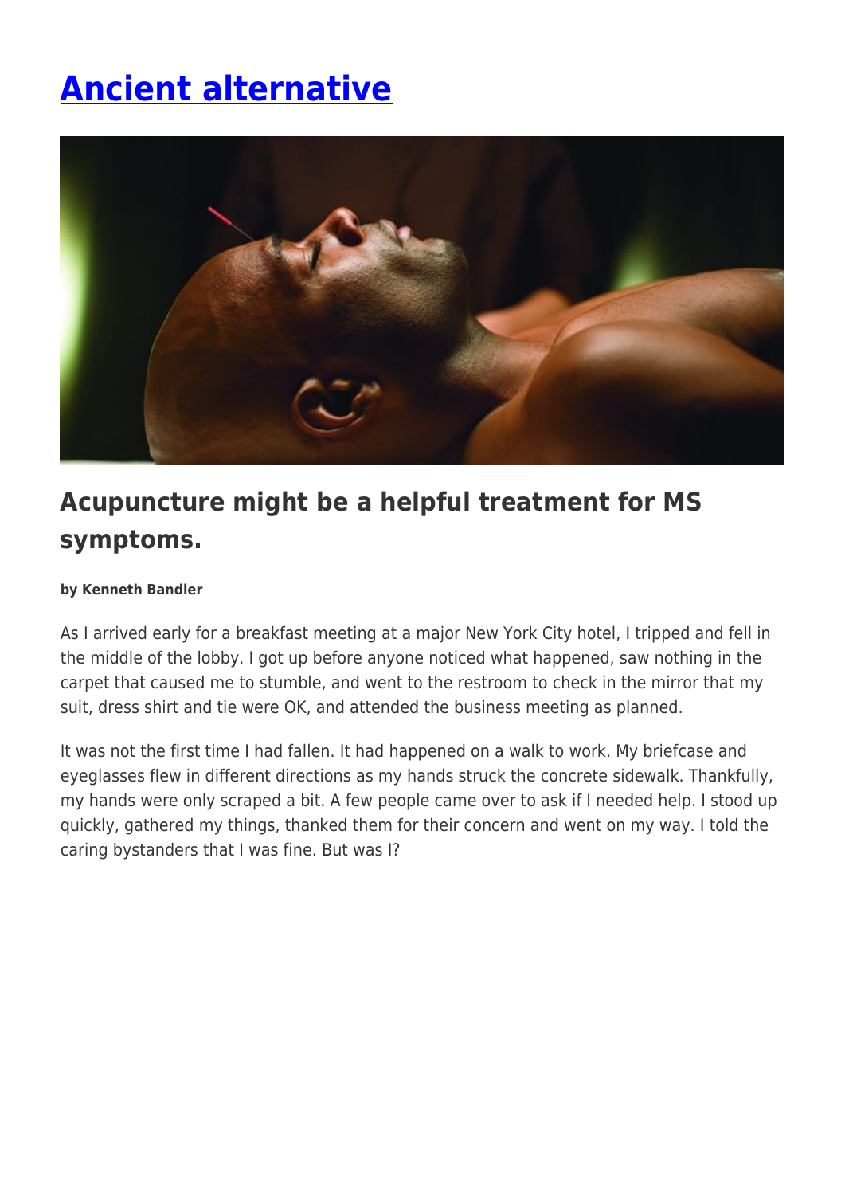# Ancient alternative

## Acupuncture might be a helpful treatment for MS symptoms.

**by Kenneth Bandler**

As I arrived early for a breakfast meeting at a major New York City hotel, I tripped and fell in the middle of the lobby. I got up before anyone noticed what happened, saw nothing in the carpet that caused me to stumble, and went to the restroom to check in the mirror that my suit, dress shirt and tie were OK, and attended the business meeting as planned.

It was not the first time I had fallen. It had happened on a walk to work. My briefcase and eyeglasses flew in different directions as my hands struck the concrete sidewalk. Thankfully, my hands were only scraped a bit. A few people came over to ask if I needed help. I stood up quickly, gathered my things, thanked them for their concern and went on my way. I told the caring bystanders that I was fine. But was I?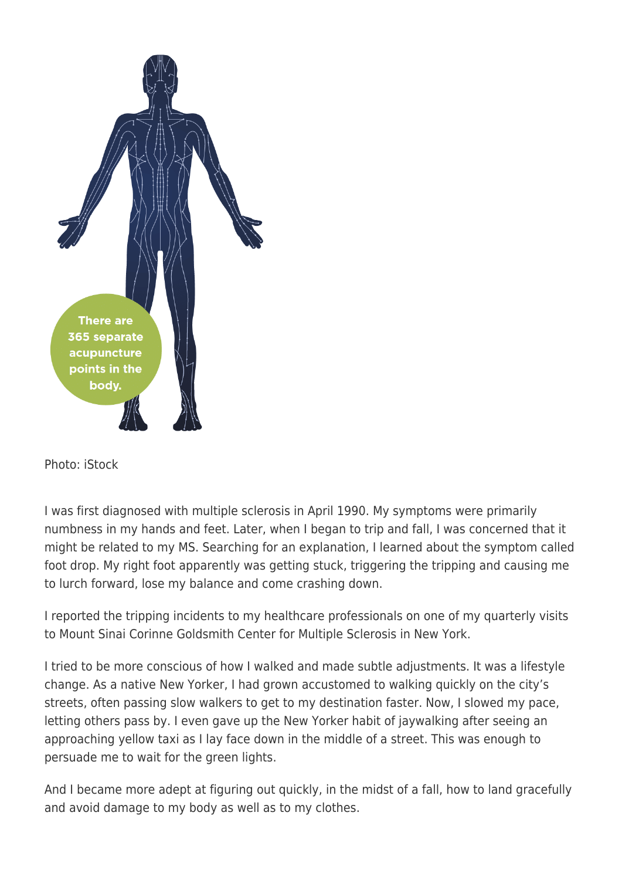Photo: iStock

I was first diagnosed with multiple sclerosis in April 1990. My symptoms were primarily numbness in my hands and feet. Later, when I began to trip and fall, I was concerned that it might be related to my MS. Searching for an explanation, I learned about the symptom called foot drop. My right foot apparently was getting stuck, triggering the tripping and causing me to lurch forward, lose my balance and come crashing down.

I reported the tripping incidents to my healthcare professionals on one of my quarterly visits to Mount Sinai Corinne Goldsmith Center for Multiple Sclerosis in New York.

I tried to be more conscious of how I walked and made subtle adjustments. It was a lifestyle change. As a native New Yorker, I had grown accustomed to walking quickly on the city's streets, often passing slow walkers to get to my destination faster. Now, I slowed my pace, letting others pass by. I even gave up the New Yorker habit of jaywalking after seeing an approaching yellow taxi as I lay face down in the middle of a street. This was enough to persuade me to wait for the green lights.

And I became more adept at figuring out quickly, in the midst of a fall, how to land gracefully and avoid damage to my body as well as to my clothes.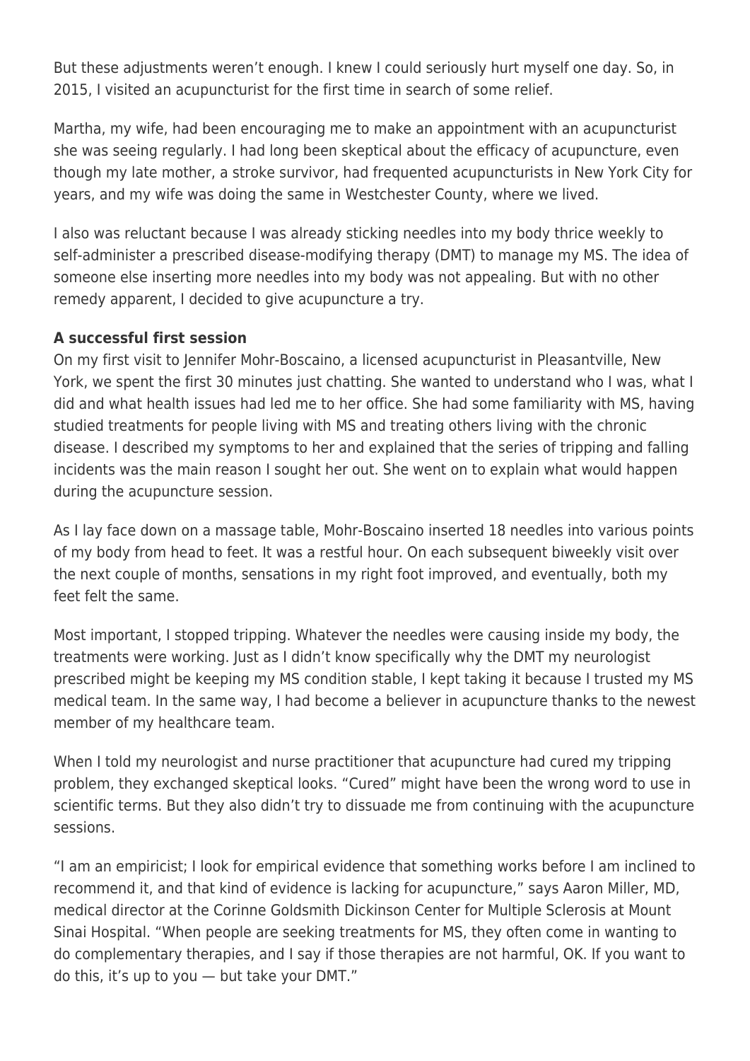But these adjustments weren't enough. I knew I could seriously hurt myself one day. So, in 2015, I visited an acupuncturist for the first time in search of some relief.

Martha, my wife, had been encouraging me to make an appointment with an acupuncturist she was seeing regularly. I had long been skeptical about the efficacy of acupuncture, even though my late mother, a stroke survivor, had frequented acupuncturists in New York City for years, and my wife was doing the same in Westchester County, where we lived.

I also was reluctant because I was already sticking needles into my body thrice weekly to self-administer a prescribed disease-modifying therapy (DMT) to manage my MS. The idea of someone else inserting more needles into my body was not appealing. But with no other remedy apparent, I decided to give acupuncture a try.

**A successful first session**

On my first visit to Jennifer Mohr-Boscaino, a licensed acupuncturist in Pleasantville, New York, we spent the first 30 minutes just chatting. She wanted to understand who I was, what I did and what health issues had led me to her office. She had some familiarity with MS, having studied treatments for people living with MS and treating others living with the chronic disease. I described my symptoms to her and explained that the series of tripping and falling incidents was the main reason I sought her out. She went on to explain what would happen during the acupuncture session.

As I lay face down on a massage table, Mohr-Boscaino inserted 18 needles into various points of my body from head to feet. It was a restful hour. On each subsequent biweekly visit over the next couple of months, sensations in my right foot improved, and eventually, both my feet felt the same.

Most important, I stopped tripping. Whatever the needles were causing inside my body, the treatments were working. Just as I didn't know specifically why the DMT my neurologist prescribed might be keeping my MS condition stable, I kept taking it because I trusted my MS medical team. In the same way, I had become a believer in acupuncture thanks to the newest member of my healthcare team.

When I told my neurologist and nurse practitioner that acupuncture had cured my tripping problem, they exchanged skeptical looks. "Cured" might have been the wrong word to use in scientific terms. But they also didn't try to dissuade me from continuing with the acupuncture sessions.

"I am an empiricist; I look for empirical evidence that something works before I am inclined to recommend it, and that kind of evidence is lacking for acupuncture," says Aaron Miller, MD, medical director at the Corinne Goldsmith Dickinson Center for Multiple Sclerosis at Mount Sinai Hospital. "When people are seeking treatments for MS, they often come in wanting to do complementary therapies, and I say if those therapies are not harmful, OK. If you want to do this, it's up to you — but take your DMT."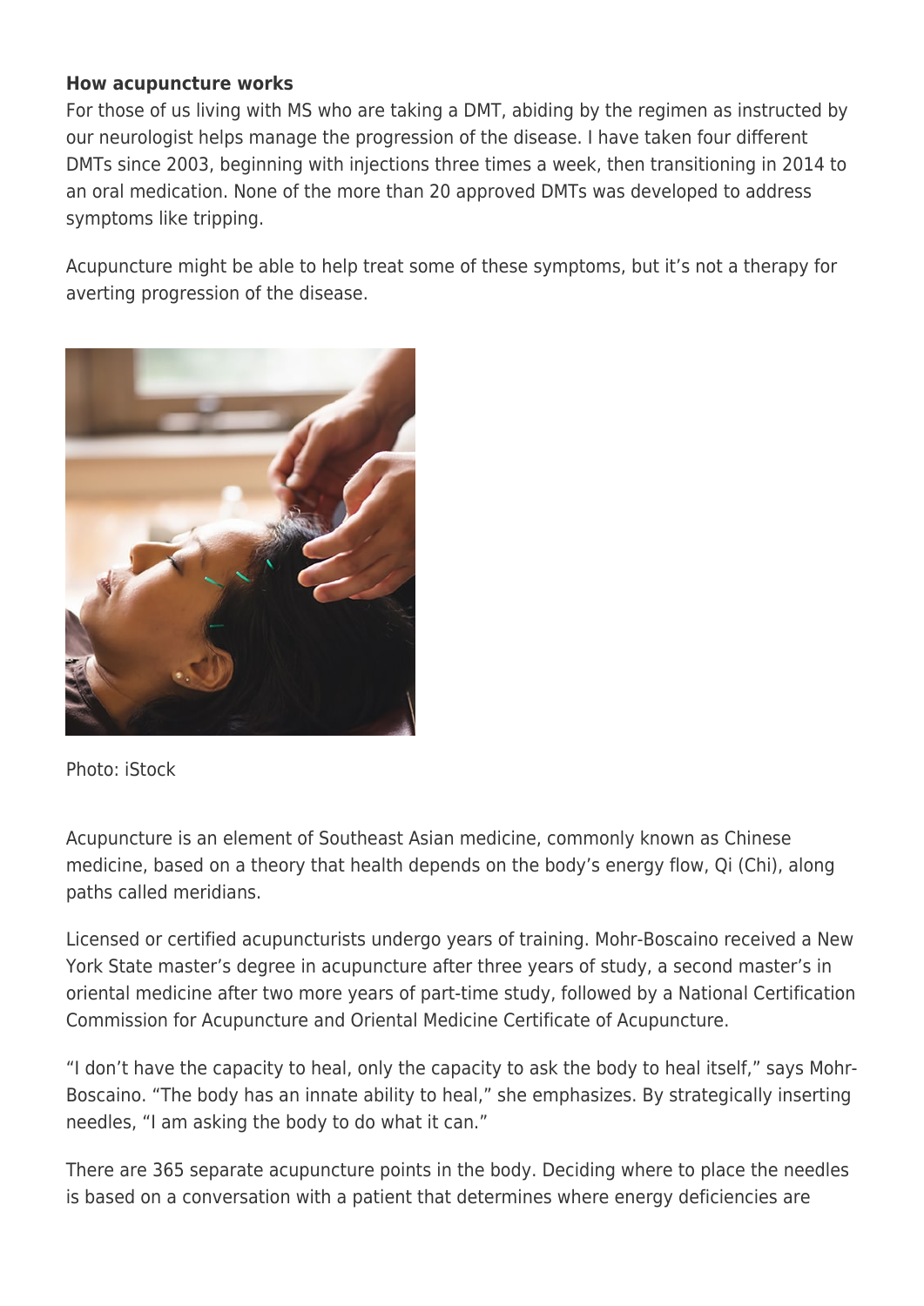**How acupuncture works**

For those of us living with MS who are taking a DMT, abiding by the regimen as instructed by our neurologist helps manage the progression of the disease. I have taken four different DMTs since 2003, beginning with injections three times a week, then transitioning in 2014 to an oral medication. None of the more than 20 approved DMTs was developed to address symptoms like tripping.

Acupuncture might be able to help treat some of these symptoms, but it's not a therapy for averting progression of the disease.

Photo: iStock

Acupuncture is an element of Southeast Asian medicine, commonly known as Chinese medicine, based on a theory that health depends on the body's energy flow, Qi (Chi), along paths called meridians.

Licensed or certified acupuncturists undergo years of training. Mohr-Boscaino received a New York State master's degree in acupuncture after three years of study, a second master's in oriental medicine after two more years of part-time study, followed by a National Certification Commission for Acupuncture and Oriental Medicine Certificate of Acupuncture.

"I don't have the capacity to heal, only the capacity to ask the body to heal itself," says Mohr-Boscaino. "The body has an innate ability to heal," she emphasizes. By strategically inserting needles, "I am asking the body to do what it can."

There are 365 separate acupuncture points in the body. Deciding where to place the needles is based on a conversation with a patient that determines where energy deficiencies are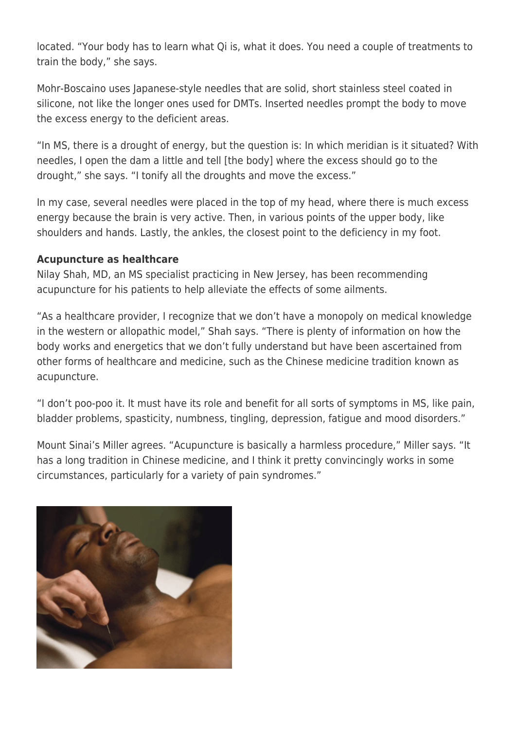located. "Your body has to learn what Qi is, what it does. You need a couple of treatments to train the body," she says.

Mohr-Boscaino uses Japanese-style needles that are solid, short stainless steel coated in silicone, not like the longer ones used for DMTs. Inserted needles prompt the body to move the excess energy to the deficient areas.

"In MS, there is a drought of energy, but the question is: In which meridian is it situated? With needles, I open the dam a little and tell [the body] where the excess should go to the drought," she says. "I tonify all the droughts and move the excess."

In my case, several needles were placed in the top of my head, where there is much excess energy because the brain is very active. Then, in various points of the upper body, like shoulders and hands. Lastly, the ankles, the closest point to the deficiency in my foot.

**Acupuncture as healthcare**

Nilay Shah, MD, an MS specialist practicing in New Jersey, has been recommending acupuncture for his patients to help alleviate the effects of some ailments.

"As a healthcare provider, I recognize that we don't have a monopoly on medical knowledge in the western or allopathic model," Shah says. "There is plenty of information on how the body works and energetics that we don't fully understand but have been ascertained from other forms of healthcare and medicine, such as the Chinese medicine tradition known as acupuncture.

"I don't poo-poo it. It must have its role and benefit for all sorts of symptoms in MS, like pain, bladder problems, spasticity, numbness, tingling, depression, fatigue and mood disorders."

Mount Sinai's Miller agrees. "Acupuncture is basically a harmless procedure," Miller says. "It has a long tradition in Chinese medicine, and I think it pretty convincingly works in some circumstances, particularly for a variety of pain syndromes."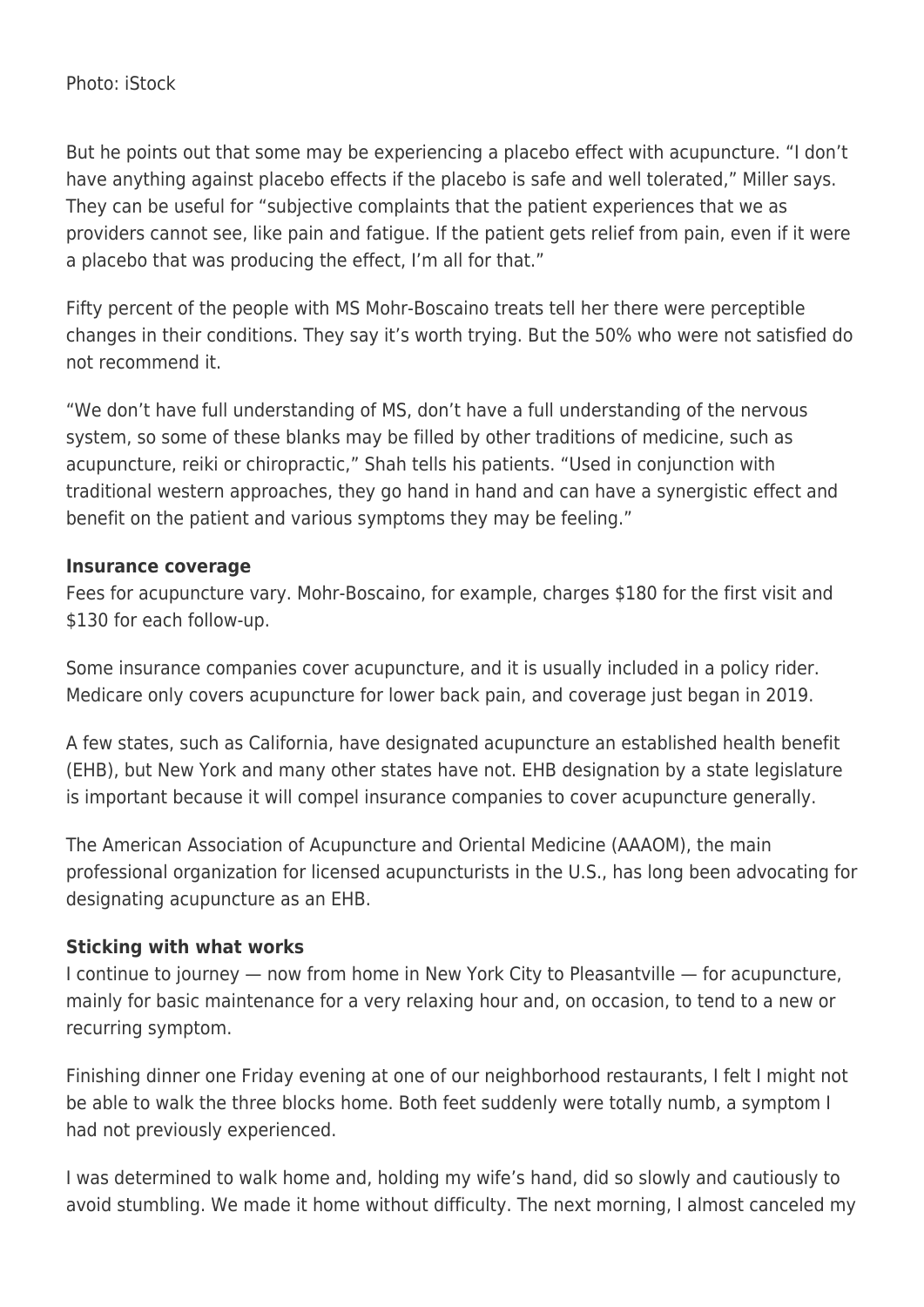Photo: iStock

But he points out that some may be experiencing a placebo effect with acupuncture. “I don’t have anything against placebo effects if the placebo is safe and well tolerated,” Miller says. They can be useful for “subjective complaints that the patient experiences that we as providers cannot see, like pain and fatigue. If the patient gets relief from pain, even if it were a placebo that was producing the effect, I’m all for that.”

Fifty percent of the people with MS Mohr-Boscaino treats tell her there were perceptible changes in their conditions. They say it’s worth trying. But the 50% who were not satisfied do not recommend it.

“We don’t have full understanding of MS, don’t have a full understanding of the nervous system, so some of these blanks may be filled by other traditions of medicine, such as acupuncture, reiki or chiropractic,” Shah tells his patients. “Used in conjunction with traditional western approaches, they go hand in hand and can have a synergistic effect and benefit on the patient and various symptoms they may be feeling.”

**Insurance coverage**

Fees for acupuncture vary. Mohr-Boscaino, for example, charges $180 for the first visit and $130 for each follow-up.

Some insurance companies cover acupuncture, and it is usually included in a policy rider. Medicare only covers acupuncture for lower back pain, and coverage just began in 2019.

A few states, such as California, have designated acupuncture an established health benefit (EHB), but New York and many other states have not. EHB designation by a state legislature is important because it will compel insurance companies to cover acupuncture generally.

The American Association of Acupuncture and Oriental Medicine (AAAOM), the main professional organization for licensed acupuncturists in the U.S., has long been advocating for designating acupuncture as an EHB.

**Sticking with what works**

I continue to journey — now from home in New York City to Pleasantville — for acupuncture, mainly for basic maintenance for a very relaxing hour and, on occasion, to tend to a new or recurring symptom.

Finishing dinner one Friday evening at one of our neighborhood restaurants, I felt I might not be able to walk the three blocks home. Both feet suddenly were totally numb, a symptom I had not previously experienced.

I was determined to walk home and, holding my wife’s hand, did so slowly and cautiously to avoid stumbling. We made it home without difficulty. The next morning, I almost canceled my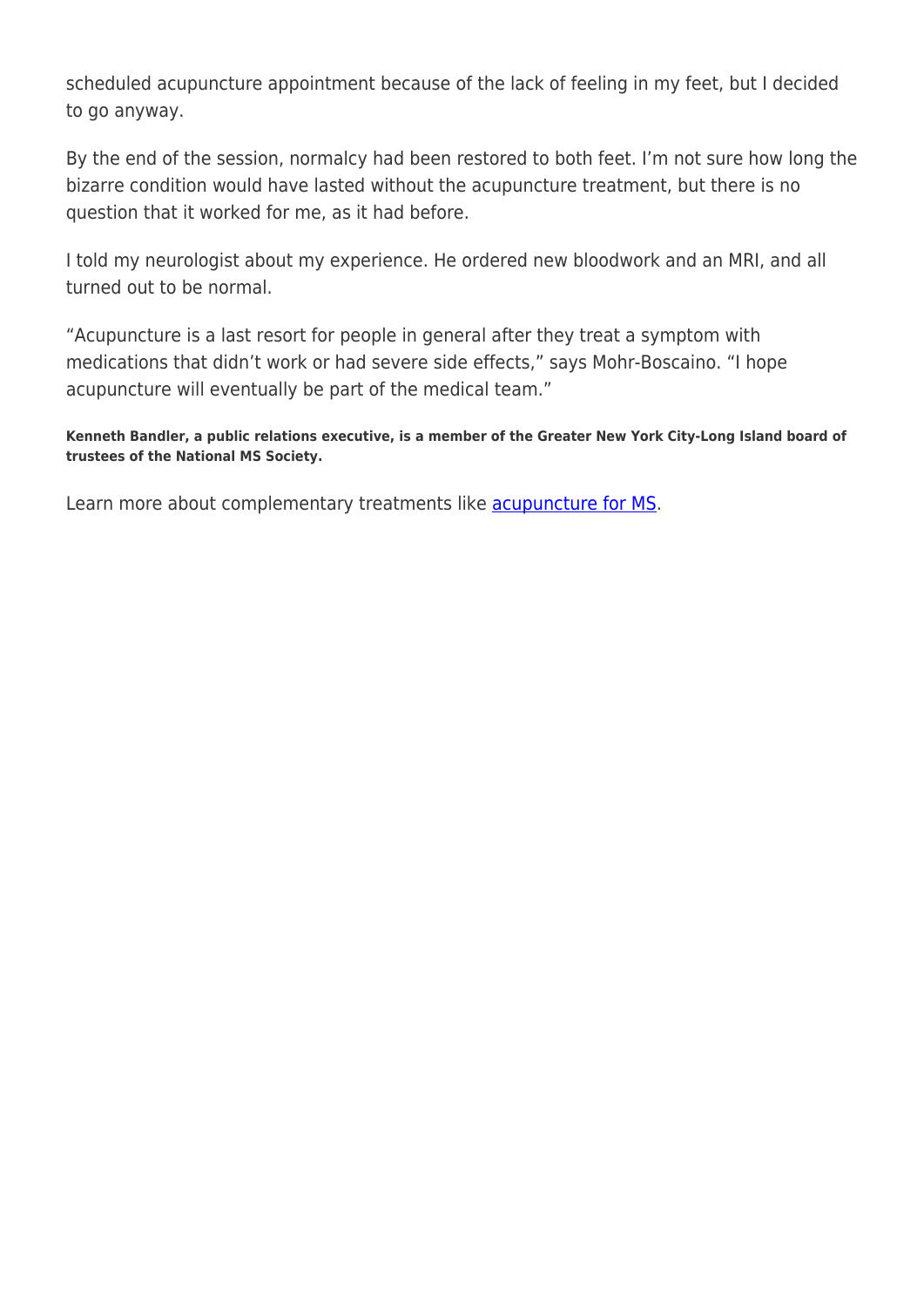scheduled acupuncture appointment because of the lack of feeling in my feet, but I decided to go anyway.

By the end of the session, normalcy had been restored to both feet. I'm not sure how long the bizarre condition would have lasted without the acupuncture treatment, but there is no question that it worked for me, as it had before.

I told my neurologist about my experience. He ordered new bloodwork and an MRI, and all turned out to be normal.

"Acupuncture is a last resort for people in general after they treat a symptom with medications that didn't work or had severe side effects," says Mohr-Boscaino. "I hope acupuncture will eventually be part of the medical team."

**Kenneth Bandler, a public relations executive, is a member of the Greater New York City-Long Island board of trustees of the National MS Society.**

Learn more about complementary treatments like [acupuncture for MS](acupuncture for MS).